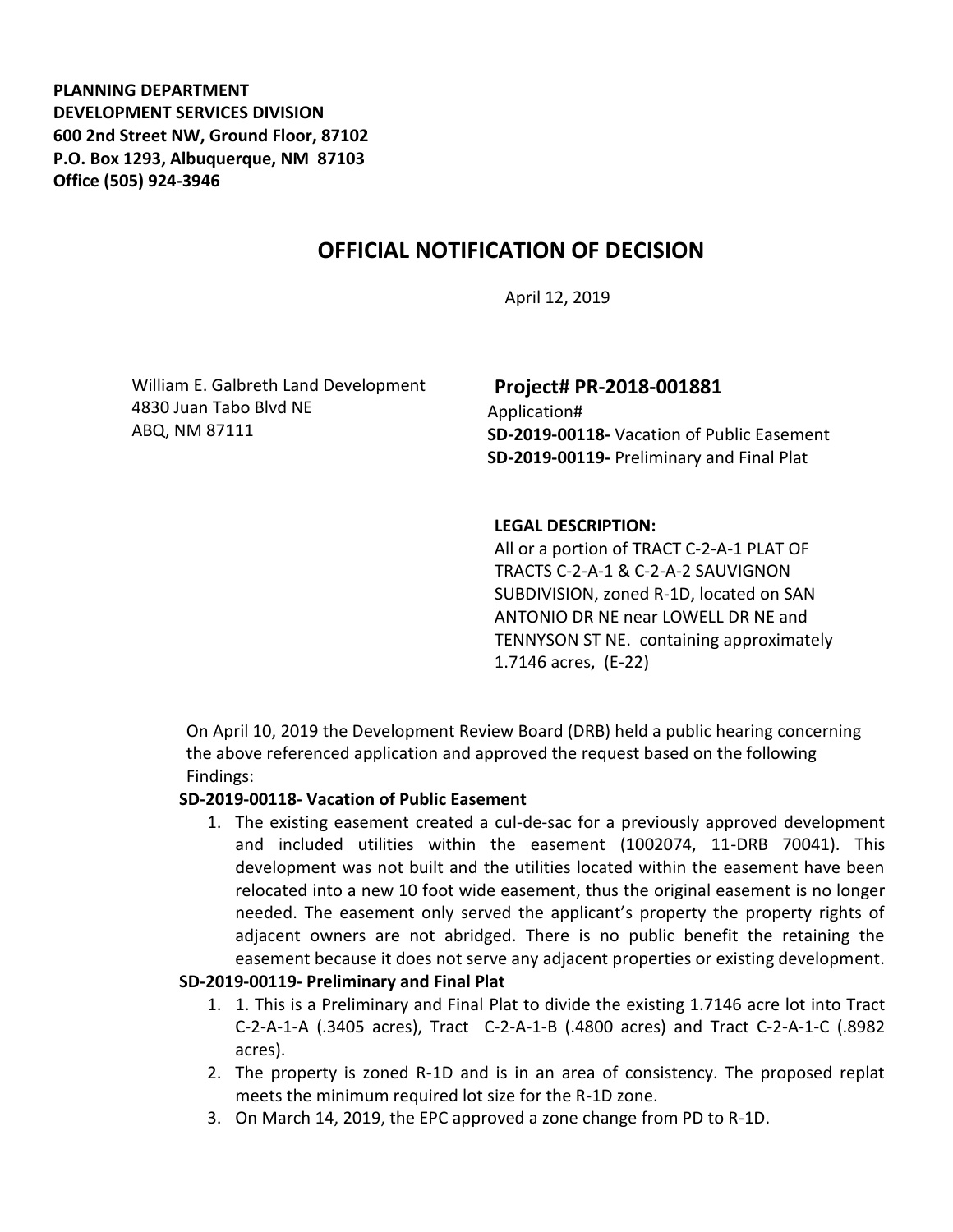**PLANNING DEPARTMENT**
**DEVELOPMENT SERVICES DIVISION**
**600 2nd Street NW, Ground Floor, 87102**
**P.O. Box 1293, Albuquerque, NM 87103**
**Office (505) 924-3946**

# OFFICIAL NOTIFICATION OF DECISION

April 12, 2019

William E. Galbreth Land Development
4830 Juan Tabo Blvd NE
ABQ, NM 87111

**Project# PR-2018-001881**
Application#
**SD-2019-00118-** Vacation of Public Easement
**SD-2019-00119-** Preliminary and Final Plat

**LEGAL DESCRIPTION:**
All or a portion of TRACT C-2-A-1 PLAT OF TRACTS C-2-A-1 & C-2-A-2 SAUVIGNON SUBDIVISION, zoned R-1D, located on SAN ANTONIO DR NE near LOWELL DR NE and TENNYSON ST NE. containing approximately 1.7146 acres, (E-22)

On April 10, 2019 the Development Review Board (DRB) held a public hearing concerning the above referenced application and approved the request based on the following Findings:

**SD-2019-00118- Vacation of Public Easement**

1. The existing easement created a cul-de-sac for a previously approved development and included utilities within the easement (1002074, 11-DRB 70041). This development was not built and the utilities located within the easement have been relocated into a new 10 foot wide easement, thus the original easement is no longer needed. The easement only served the applicant's property the property rights of adjacent owners are not abridged. There is no public benefit the retaining the easement because it does not serve any adjacent properties or existing development.

**SD-2019-00119- Preliminary and Final Plat**

1. 1. This is a Preliminary and Final Plat to divide the existing 1.7146 acre lot into Tract C-2-A-1-A (.3405 acres), Tract C-2-A-1-B (.4800 acres) and Tract C-2-A-1-C (.8982 acres).
2. The property is zoned R-1D and is in an area of consistency. The proposed replat meets the minimum required lot size for the R-1D zone.
3. On March 14, 2019, the EPC approved a zone change from PD to R-1D.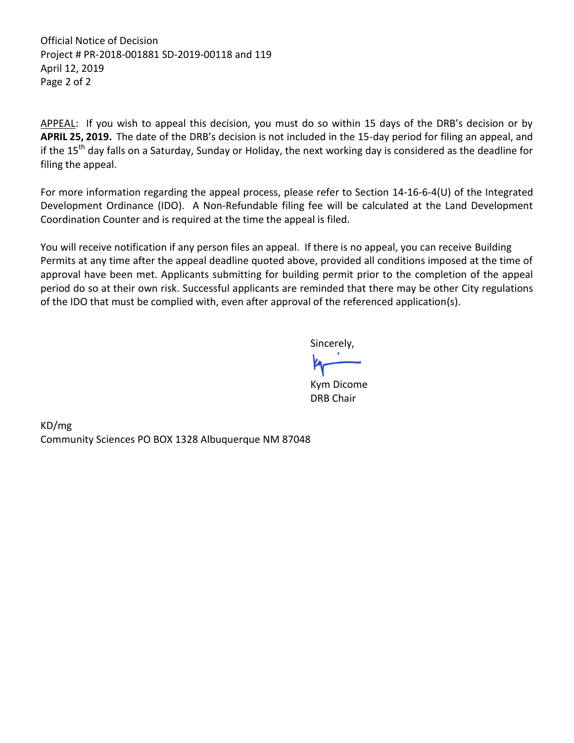Official Notice of Decision
Project # PR-2018-001881 SD-2019-00118 and 119
April 12, 2019

APPEAL: If you wish to appeal this decision, you must do so within 15 days of the DRB's decision or by **APRIL 25, 2019.** The date of the DRB's decision is not included in the 15-day period for filing an appeal, and if the 15th day falls on a Saturday, Sunday or Holiday, the next working day is considered as the deadline for filing the appeal.

For more information regarding the appeal process, please refer to Section 14-16-6-4(U) of the Integrated Development Ordinance (IDO). A Non-Refundable filing fee will be calculated at the Land Development Coordination Counter and is required at the time the appeal is filed.

You will receive notification if any person files an appeal. If there is no appeal, you can receive Building Permits at any time after the appeal deadline quoted above, provided all conditions imposed at the time of approval have been met. Applicants submitting for building permit prior to the completion of the appeal period do so at their own risk. Successful applicants are reminded that there may be other City regulations of the IDO that must be complied with, even after approval of the referenced application(s).

Sincerely,

Kym Dicome
DRB Chair

KD/mg
Community Sciences PO BOX 1328 Albuquerque NM 87048